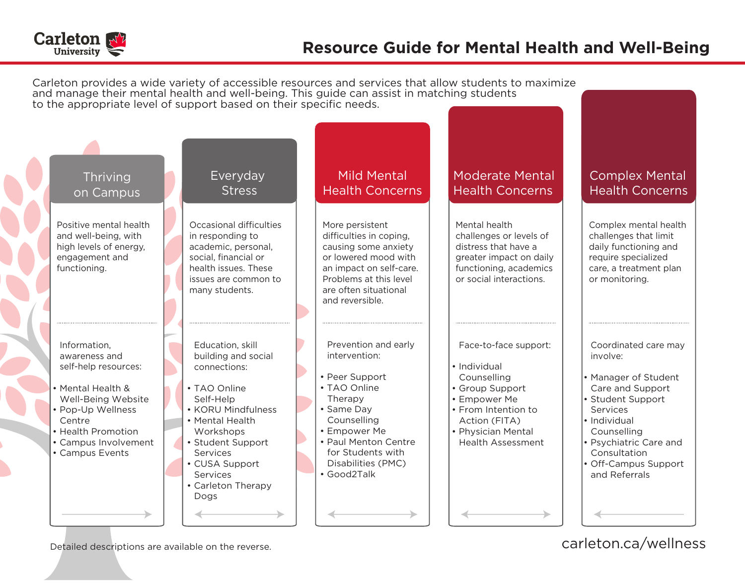Carleton University

# Resource Guide for Mental Health and Well-Being

Carleton provides a wide variety of accessible resources and services that allow students to maximize and manage their mental health and well-being. This guide can assist in matching students to the appropriate level of support based on their specific needs.

## Thriving on Campus

Positive mental health and well-being, with high levels of energy, engagement and functioning.

Information, awareness and self-help resources:

- Mental Health & Well-Being Website
- Pop-Up Wellness Centre
- Health Promotion
- Campus Involvement
- Campus Events

## Everyday Stress

Occasional difficulties in responding to academic, personal, social, financial or health issues. These issues are common to many students.

Education, skill building and social connections:

- TAO Online Self-Help
- KORU Mindfulness
- Mental Health Workshops
- Student Support Services
- CUSA Support Services
- Carleton Therapy Dogs

## Mild Mental Health Concerns

More persistent difficulties in coping, causing some anxiety or lowered mood with an impact on self-care. Problems at this level are often situational and reversible.

Prevention and early intervention:

- Peer Support
- TAO Online Therapy
- Same Day Counselling
- Empower Me
- Paul Menton Centre for Students with Disabilities (PMC)
- Good2Talk

## Moderate Mental Health Concerns

Mental health challenges or levels of distress that have a greater impact on daily functioning, academics or social interactions.

Face-to-face support:

- Individual Counselling
- Group Support
- Empower Me
- From Intention to Action (FITA)
- Physician Mental Health Assessment

## Complex Mental Health Concerns

Complex mental health challenges that limit daily functioning and require specialized care, a treatment plan or monitoring.

Coordinated care may involve:

- Manager of Student Care and Support
- Student Support Services
- Individual Counselling
- Psychiatric Care and Consultation
- Off-Campus Support and Referrals

Detailed descriptions are available on the reverse.

carleton.ca/wellness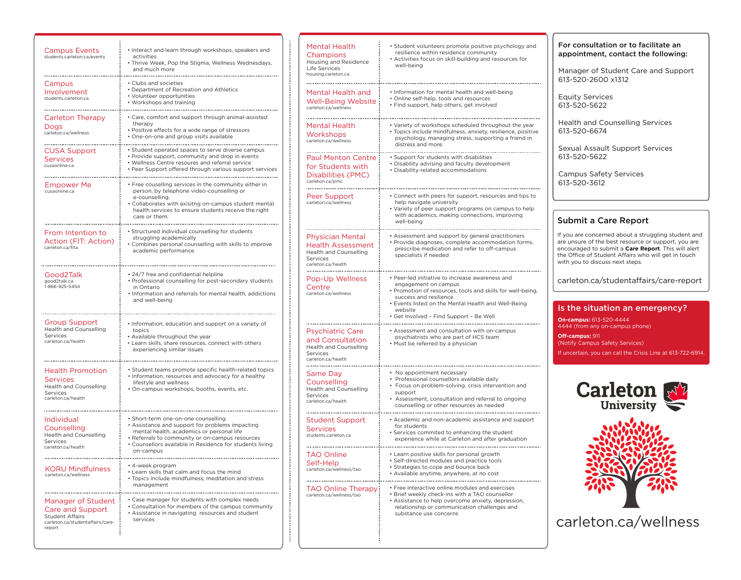| | |
|---|---|
| **Campus Events**<br>students.carleton.ca/events | • Interact and learn through workshops, speakers and activities<br>• Thrive Week, Pop the Stigma, Wellness Wednesdays, and much more |
| **Campus Involvement**<br>students.carleton.ca | • Clubs and societies<br>• Department of Recreation and Athletics<br>• Volunteer opportunities<br>• Workshops and training |
| **Carleton Therapy Dogs**<br>carleton.ca/wellness | • Care, comfort and support through animal-assisted therapy<br>• Positive effects for a wide range of stressors<br>• One-on-one and group visits available |
| **CUSA Support Services**<br>cusaonline.ca | • Student operated spaces to serve diverse campus<br>• Provide support, community and drop in events<br>• Wellness Centre resoures and referral service<br>• Peer Support offered through various support services |
| **Empower Me**<br>cusaonline.ca | • Free couselling services in the community either in person, by telephone video-counselling or e-counselling.<br>• Collaborates with exisitng on-campus student mental health services to ensure students receive the right care or them. |
| **From Intention to Action (FIT: Action)**<br>carleton.ca/fita | • Structured individual counselling for students struggling academically<br>• Combines personal counselling with skills to improve academic performance |
| **Good2Talk**<br>good2talk.ca<br>1-866-925-5454 | • 24/7 free and confidential helpline<br>• Professional counselling for post-secondary students in Ontario<br>• Information and referrals for mental health, addictions and well-being |
| **Group Support**<br>Health and Counselling Services<br>carleton.ca/health | • Information, education and support on a variety of topics<br>• Available throughout the year<br>• Learn skills, share resources, connect with others experiencing similar issues |
| **Health Promotion Services**<br>Health and Counselling Services<br>carleton.ca/health | • Student teams promote specific health-related topics<br>• Information, resources and advocacy for a healthy lifestyle and wellness<br>• On-campus workshops, booths, events, etc. |
| **Individual Counselling**<br>Health and Counselling Services<br>carleton.ca/health | • Short-term one-on-one counselling<br>• Assistance and support for problems impacting mental health, academics or personal life<br>• Referrals to community or on-campus resources<br>• Counsellors available in Residence for students living on-campus |
| **KORU Mindfulness**<br>carleton.ca/wellness | • 4-week program<br>• Learn skills that calm and focus the mind<br>• Topics include mindfulness, meditation and stress management |
| **Manager of Student Care and Support**<br>Student Affairs<br>carleton.ca/studentaffairs/care-report | • Case manager for students with complex needs<br>• Consultation for members of the campus community<br>• Assistance in navigating resources and student services |
| **Mental Health Champions**<br>Housing and Residence Life Services<br>housing.carleton.ca | • Student volunteers promote positive psychology and resilience within residence community<br>• Activities focus on skill-building and resources for well-being |
| **Mental Health and Well-Being Website**<br>carleton.ca/wellness | • Information for mental health and well-being<br>• Online self-help, tools and resources<br>• Find support, help others, get involved |
| **Mental Health Workshops**<br>carleton.ca/wellness | • Variety of workshops scheduled throughout the year<br>• Topics include mindfulness, anxiety, resilience, positive psychology, managing stress, supporting a friend in distress and more |
| **Paul Menton Centre for Students with Disabilities (PMC)**<br>carleton.ca/pmc | • Support for students with disabilities<br>• Disability advising and faculty development<br>• Disability-related accommodations |
| **Peer Support**<br>carleton.ca/wellness | • Connect with peers for support, resources and tips to help navigate university<br>• Variety of peer support programs on campus to help with academics, making connections, improving well-being |
| **Physician Mental Health Assessment**<br>Health and Counselling Services<br>carleton.ca/health | • Assessment and support by general practitioners<br>• Provide diagnoses, complete accommodation forms, prescribe medication and refer to off-campus specialists if needed |
| **Pop-Up Wellness Centre**<br>carleton.ca/wellness | • Peer-led initiative to increase awareness and engagement on campus<br>• Promotion of resources, tools and skills for well-being, success and resilience<br>• Events listed on the Mental Health and Well-Being website<br>• Get Involved – Find Support – Be Well |
| **Psychiatric Care and Consultation**<br>Health and Counselling Services<br>carleton.ca/health | • Assessment and consultation with on-campus psychiatrists who are part of HCS team<br>• Must be referred by a physician |
| **Same Day Counselling**<br>Health and Counselling Services<br>carleton.ca/health | • No appointment necessary<br>• Professional counsellors available daily<br>• Focus on problem-solving, crisis intervention and support<br>• Assessment, consultation and referral to ongoing counselling or other resources as needed |
| **Student Support Services**<br>students.carleton.ca | • Academic and non-academic assistance and support for students<br>• Services commited to enhancing the student experience while at Carleton and after graduation |
| **TAO Online Self-Help**<br>carleton.ca/wellness/tao | • Learn positive skills for personal growth<br>• Self-directed modules and practice tools<br>• Strategies to cope and bounce back<br>• Available anytime, anywhere, at no cost |
| **TAO Online Therapy**<br>carleton.ca/wellness/tao | • Free interactive online modules and exercises<br>• Brief weekly check-ins with a TAO counsellor<br>• Assistance to help overcome anxiety, depression, relationship or communication challenges and substance use concerns |

**For consultation or to facilitate an appointment, contact the following:**

Manager of Student Care and Support
613-520-2600 x1312

Equity Services
613-520-5622

Health and Counselling Services
613-520-6674

Sexual Assault Support Services
613-520-5622

Campus Safety Services
613-520-3612

## Submit a Care Report

If you are concerned about a struggling student and are unsure of the best resource or support, you are encouraged to submit a **Care Report**. This will alert the Office of Student Affairs who will get in touch with you to discuss next steps.

carleton.ca/studentaffairs/care-report

## Is the situation an emergency?

**On-campus:** 613-520-4444
4444 (from any on-campus phone)

**Off-campus:** 911
(Notify Campus Safety Services)

If uncertain, you can call the Crisis Line at 613-722-6914.

Carleton University

carleton.ca/wellness